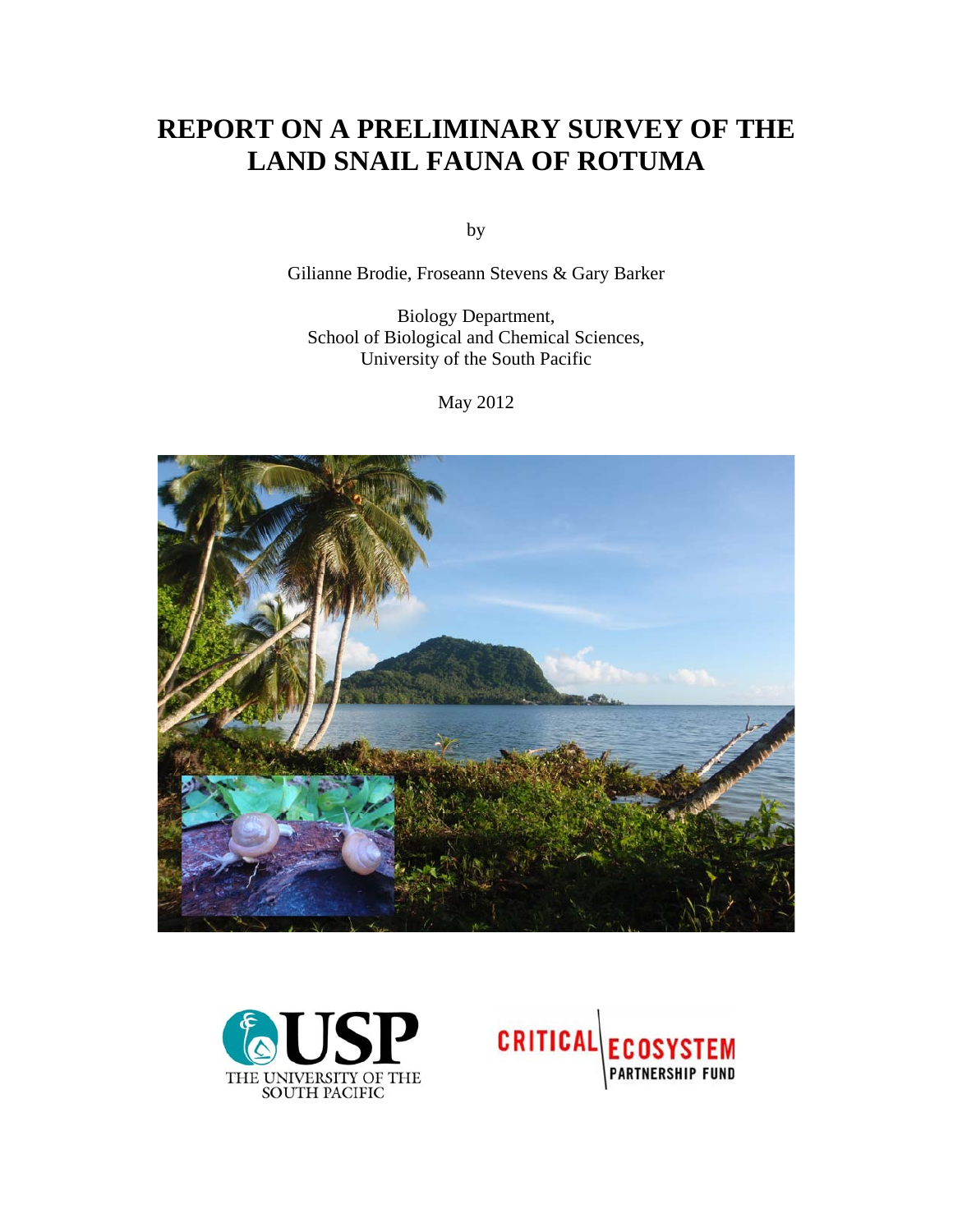# REPORT ON A PRELIMINARY SURVEY OF THE LAND SNAIL FAUNA OF ROTUMA

by

Gilianne Brodie, Froseann Stevens & Gary Barker

Biology Department,
School of Biological and Chemical Sciences,
University of the South Pacific

May 2012

THE UNIVERSITY OF THE SOUTH PACIFIC

CRITICAL ECOSYSTEM PARTNERSHIP FUND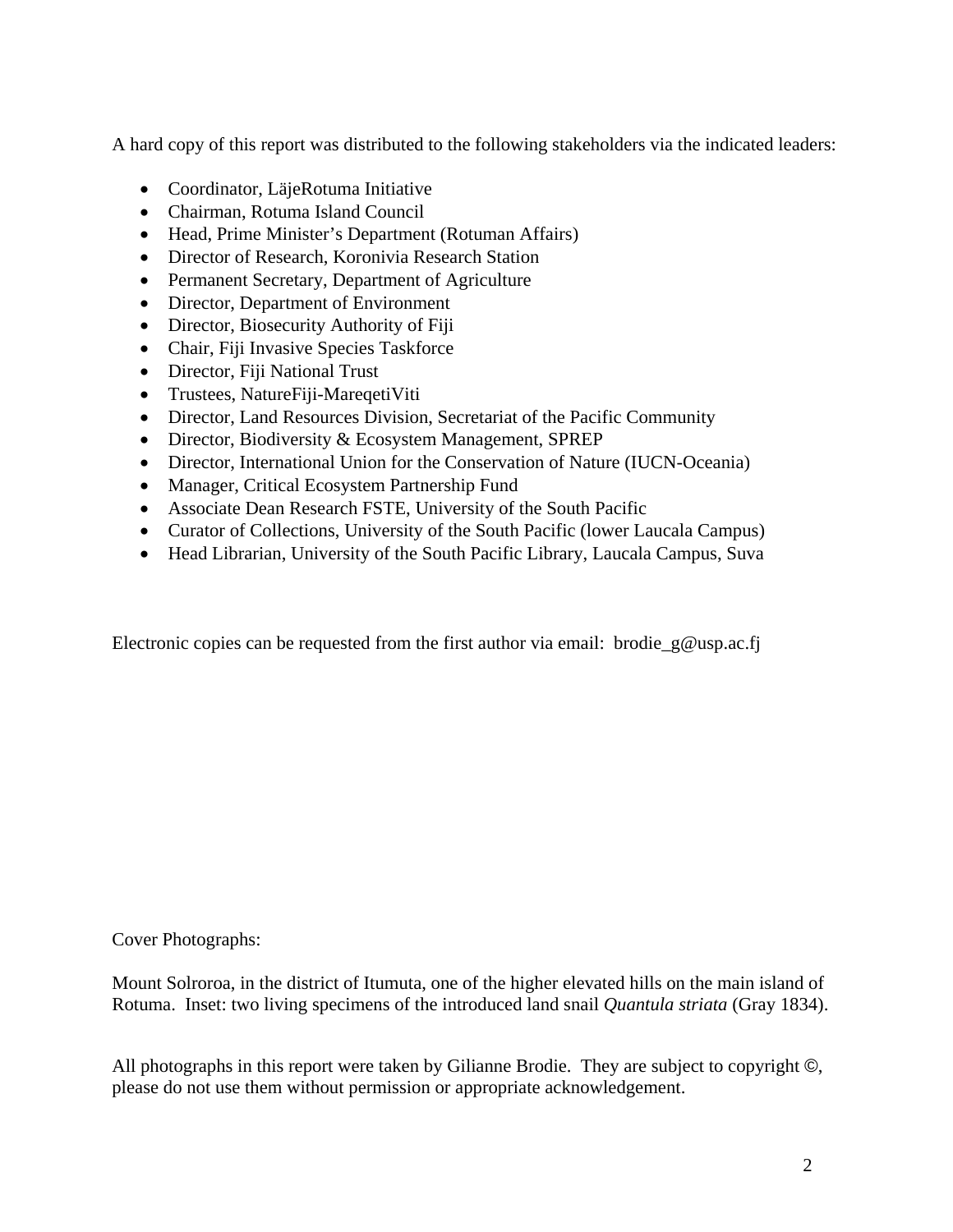A hard copy of this report was distributed to the following stakeholders via the indicated leaders:

- Coordinator, LäjeRotuma Initiative
- Chairman, Rotuma Island Council
- Head, Prime Minister's Department (Rotuman Affairs)
- Director of Research, Koronivia Research Station
- Permanent Secretary, Department of Agriculture
- Director, Department of Environment
- Director, Biosecurity Authority of Fiji
- Chair, Fiji Invasive Species Taskforce
- Director, Fiji National Trust
- Trustees, NatureFiji-MareqetiViti
- Director, Land Resources Division, Secretariat of the Pacific Community
- Director, Biodiversity & Ecosystem Management, SPREP
- Director, International Union for the Conservation of Nature (IUCN-Oceania)
- Manager, Critical Ecosystem Partnership Fund
- Associate Dean Research FSTE, University of the South Pacific
- Curator of Collections, University of the South Pacific (lower Laucala Campus)
- Head Librarian, University of the South Pacific Library, Laucala Campus, Suva

Electronic copies can be requested from the first author via email: brodie_g@usp.ac.fj

Cover Photographs:

Mount Solroroa, in the district of Itumuta, one of the higher elevated hills on the main island of Rotuma. Inset: two living specimens of the introduced land snail *Quantula striata* (Gray 1834).

All photographs in this report were taken by Gilianne Brodie. They are subject to copyright ©, please do not use them without permission or appropriate acknowledgement.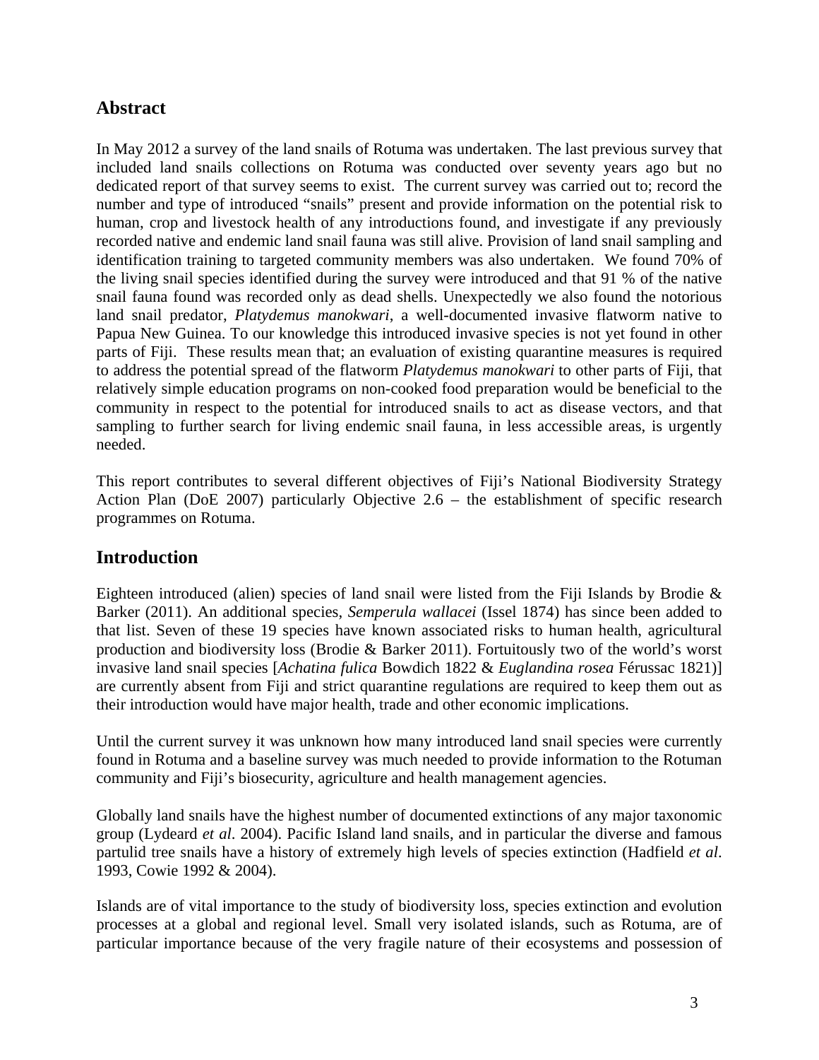## Abstract

In May 2012 a survey of the land snails of Rotuma was undertaken. The last previous survey that included land snails collections on Rotuma was conducted over seventy years ago but no dedicated report of that survey seems to exist. The current survey was carried out to; record the number and type of introduced "snails" present and provide information on the potential risk to human, crop and livestock health of any introductions found, and investigate if any previously recorded native and endemic land snail fauna was still alive. Provision of land snail sampling and identification training to targeted community members was also undertaken. We found 70% of the living snail species identified during the survey were introduced and that 91 % of the native snail fauna found was recorded only as dead shells. Unexpectedly we also found the notorious land snail predator, *Platydemus manokwari*, a well-documented invasive flatworm native to Papua New Guinea. To our knowledge this introduced invasive species is not yet found in other parts of Fiji. These results mean that; an evaluation of existing quarantine measures is required to address the potential spread of the flatworm *Platydemus manokwari* to other parts of Fiji, that relatively simple education programs on non-cooked food preparation would be beneficial to the community in respect to the potential for introduced snails to act as disease vectors, and that sampling to further search for living endemic snail fauna, in less accessible areas, is urgently needed.

This report contributes to several different objectives of Fiji's National Biodiversity Strategy Action Plan (DoE 2007) particularly Objective 2.6 – the establishment of specific research programmes on Rotuma.

## Introduction

Eighteen introduced (alien) species of land snail were listed from the Fiji Islands by Brodie & Barker (2011). An additional species, *Semperula wallacei* (Issel 1874) has since been added to that list. Seven of these 19 species have known associated risks to human health, agricultural production and biodiversity loss (Brodie & Barker 2011). Fortuitously two of the world's worst invasive land snail species [*Achatina fulica* Bowdich 1822 & *Euglandina rosea* Férussac 1821)] are currently absent from Fiji and strict quarantine regulations are required to keep them out as their introduction would have major health, trade and other economic implications.

Until the current survey it was unknown how many introduced land snail species were currently found in Rotuma and a baseline survey was much needed to provide information to the Rotuman community and Fiji's biosecurity, agriculture and health management agencies.

Globally land snails have the highest number of documented extinctions of any major taxonomic group (Lydeard *et al*. 2004). Pacific Island land snails, and in particular the diverse and famous partulid tree snails have a history of extremely high levels of species extinction (Hadfield *et al*. 1993, Cowie 1992 & 2004).

Islands are of vital importance to the study of biodiversity loss, species extinction and evolution processes at a global and regional level. Small very isolated islands, such as Rotuma, are of particular importance because of the very fragile nature of their ecosystems and possession of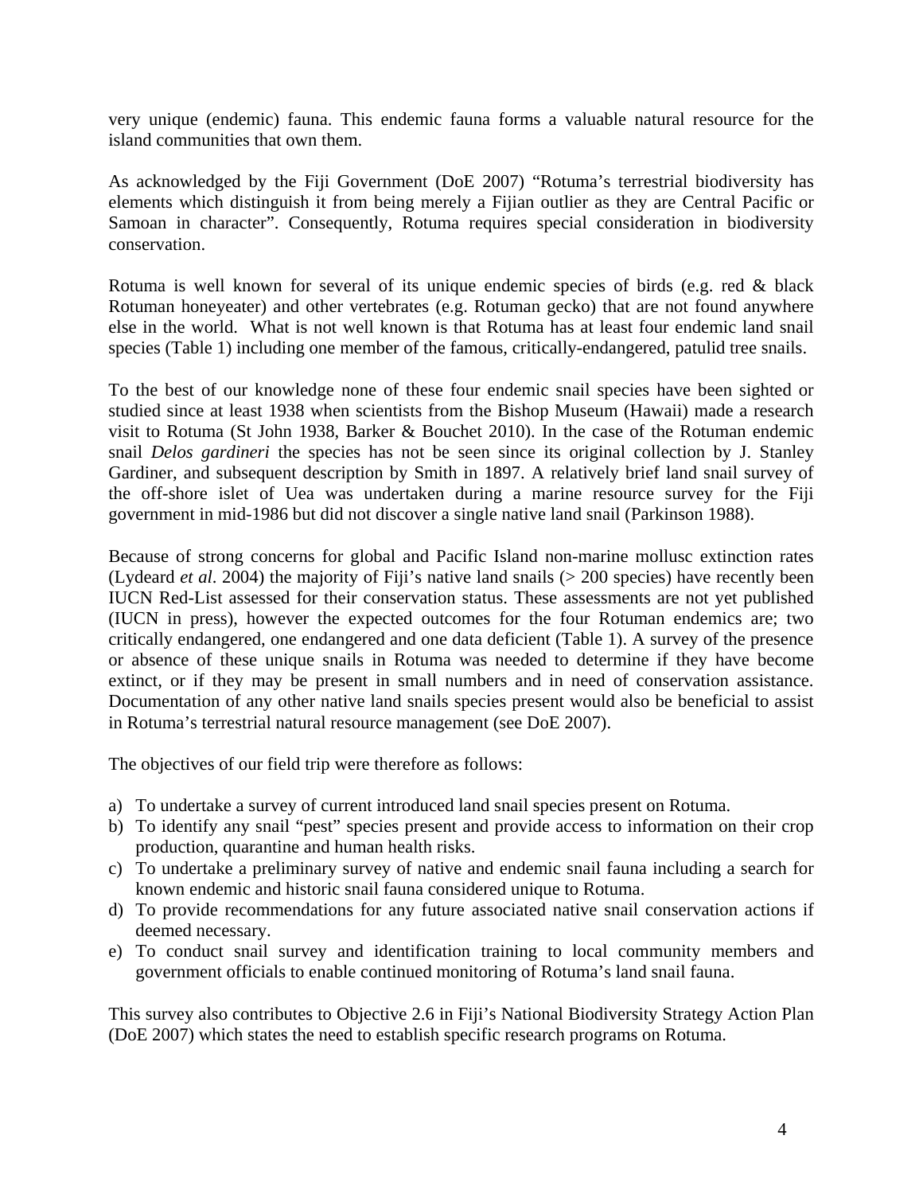very unique (endemic) fauna. This endemic fauna forms a valuable natural resource for the island communities that own them.

As acknowledged by the Fiji Government (DoE 2007) "Rotuma's terrestrial biodiversity has elements which distinguish it from being merely a Fijian outlier as they are Central Pacific or Samoan in character". Consequently, Rotuma requires special consideration in biodiversity conservation.

Rotuma is well known for several of its unique endemic species of birds (e.g. red & black Rotuman honeyeater) and other vertebrates (e.g. Rotuman gecko) that are not found anywhere else in the world. What is not well known is that Rotuma has at least four endemic land snail species (Table 1) including one member of the famous, critically-endangered, patulid tree snails.

To the best of our knowledge none of these four endemic snail species have been sighted or studied since at least 1938 when scientists from the Bishop Museum (Hawaii) made a research visit to Rotuma (St John 1938, Barker & Bouchet 2010). In the case of the Rotuman endemic snail *Delos gardineri* the species has not be seen since its original collection by J. Stanley Gardiner, and subsequent description by Smith in 1897. A relatively brief land snail survey of the off-shore islet of Uea was undertaken during a marine resource survey for the Fiji government in mid-1986 but did not discover a single native land snail (Parkinson 1988).

Because of strong concerns for global and Pacific Island non-marine mollusc extinction rates (Lydeard *et al*. 2004) the majority of Fiji's native land snails (> 200 species) have recently been IUCN Red-List assessed for their conservation status. These assessments are not yet published (IUCN in press), however the expected outcomes for the four Rotuman endemics are; two critically endangered, one endangered and one data deficient (Table 1). A survey of the presence or absence of these unique snails in Rotuma was needed to determine if they have become extinct, or if they may be present in small numbers and in need of conservation assistance. Documentation of any other native land snails species present would also be beneficial to assist in Rotuma's terrestrial natural resource management (see DoE 2007).

The objectives of our field trip were therefore as follows:

a) To undertake a survey of current introduced land snail species present on Rotuma.
b) To identify any snail "pest" species present and provide access to information on their crop production, quarantine and human health risks.
c) To undertake a preliminary survey of native and endemic snail fauna including a search for known endemic and historic snail fauna considered unique to Rotuma.
d) To provide recommendations for any future associated native snail conservation actions if deemed necessary.
e) To conduct snail survey and identification training to local community members and government officials to enable continued monitoring of Rotuma's land snail fauna.

This survey also contributes to Objective 2.6 in Fiji's National Biodiversity Strategy Action Plan (DoE 2007) which states the need to establish specific research programs on Rotuma.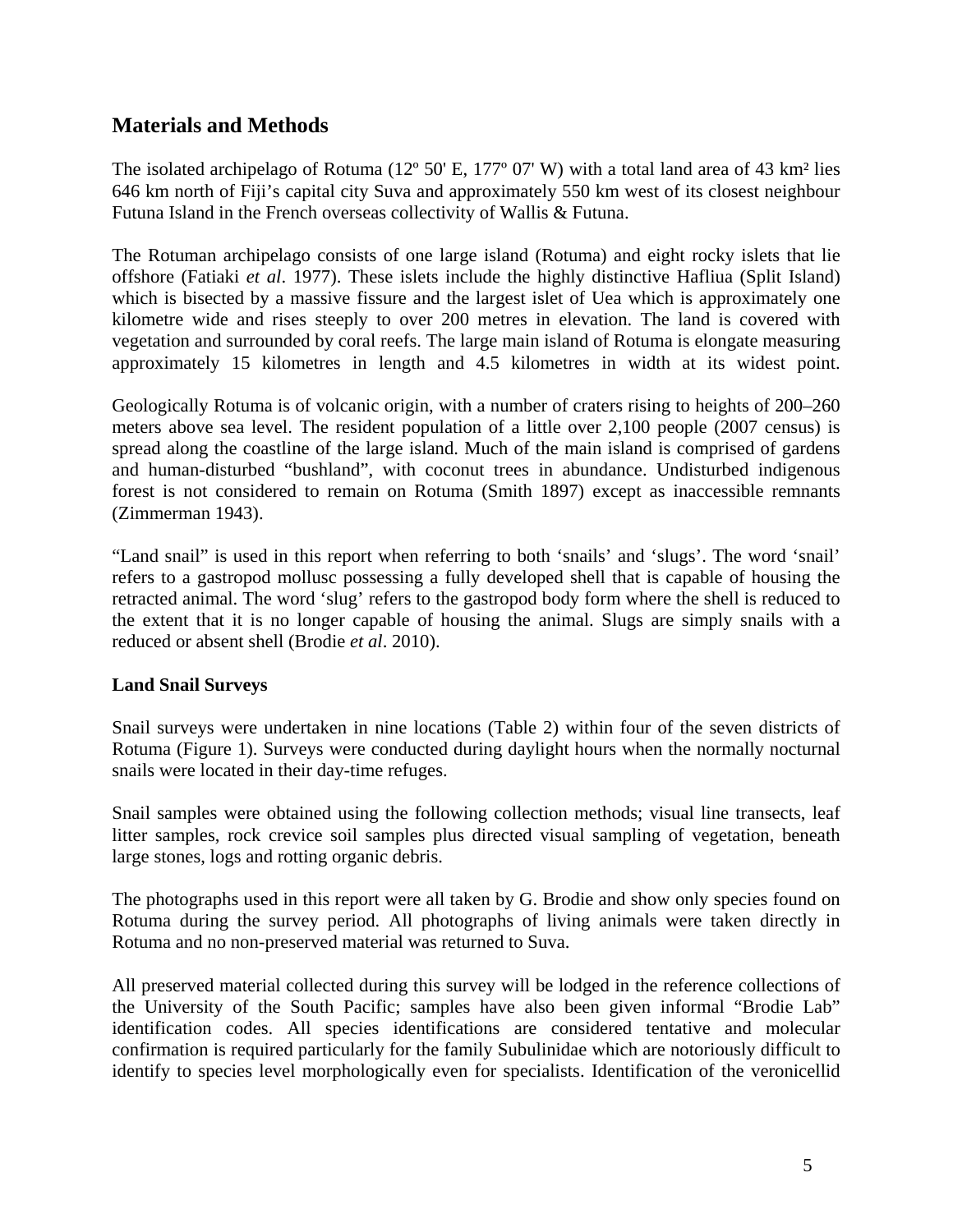## Materials and Methods

The isolated archipelago of Rotuma (12º 50' E, 177º 07' W) with a total land area of 43 km² lies 646 km north of Fiji's capital city Suva and approximately 550 km west of its closest neighbour Futuna Island in the French overseas collectivity of Wallis & Futuna.

The Rotuman archipelago consists of one large island (Rotuma) and eight rocky islets that lie offshore (Fatiaki *et al*. 1977). These islets include the highly distinctive Hafliua (Split Island) which is bisected by a massive fissure and the largest islet of Uea which is approximately one kilometre wide and rises steeply to over 200 metres in elevation. The land is covered with vegetation and surrounded by coral reefs. The large main island of Rotuma is elongate measuring approximately 15 kilometres in length and 4.5 kilometres in width at its widest point.

Geologically Rotuma is of volcanic origin, with a number of craters rising to heights of 200–260 meters above sea level. The resident population of a little over 2,100 people (2007 census) is spread along the coastline of the large island. Much of the main island is comprised of gardens and human-disturbed "bushland", with coconut trees in abundance. Undisturbed indigenous forest is not considered to remain on Rotuma (Smith 1897) except as inaccessible remnants (Zimmerman 1943).

"Land snail" is used in this report when referring to both 'snails' and 'slugs'. The word 'snail' refers to a gastropod mollusc possessing a fully developed shell that is capable of housing the retracted animal. The word 'slug' refers to the gastropod body form where the shell is reduced to the extent that it is no longer capable of housing the animal. Slugs are simply snails with a reduced or absent shell (Brodie *et al*. 2010).

### Land Snail Surveys

Snail surveys were undertaken in nine locations (Table 2) within four of the seven districts of Rotuma (Figure 1). Surveys were conducted during daylight hours when the normally nocturnal snails were located in their day-time refuges.

Snail samples were obtained using the following collection methods; visual line transects, leaf litter samples, rock crevice soil samples plus directed visual sampling of vegetation, beneath large stones, logs and rotting organic debris.

The photographs used in this report were all taken by G. Brodie and show only species found on Rotuma during the survey period. All photographs of living animals were taken directly in Rotuma and no non-preserved material was returned to Suva.

All preserved material collected during this survey will be lodged in the reference collections of the University of the South Pacific; samples have also been given informal "Brodie Lab" identification codes. All species identifications are considered tentative and molecular confirmation is required particularly for the family Subulinidae which are notoriously difficult to identify to species level morphologically even for specialists. Identification of the veronicellid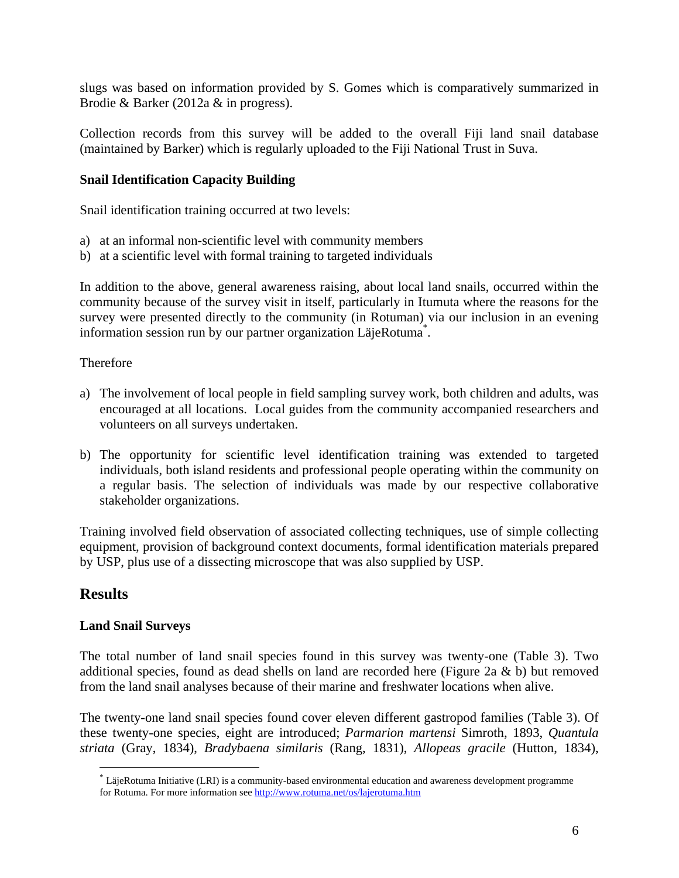slugs was based on information provided by S. Gomes which is comparatively summarized in Brodie & Barker (2012a & in progress).

Collection records from this survey will be added to the overall Fiji land snail database (maintained by Barker) which is regularly uploaded to the Fiji National Trust in Suva.

### Snail Identification Capacity Building

Snail identification training occurred at two levels:

a) at an informal non-scientific level with community members
b) at a scientific level with formal training to targeted individuals

In addition to the above, general awareness raising, about local land snails, occurred within the community because of the survey visit in itself, particularly in Itumuta where the reasons for the survey were presented directly to the community (in Rotuman) via our inclusion in an evening information session run by our partner organization LäjeRotuma[*].

Therefore

a) The involvement of local people in field sampling survey work, both children and adults, was encouraged at all locations. Local guides from the community accompanied researchers and volunteers on all surveys undertaken.

b) The opportunity for scientific level identification training was extended to targeted individuals, both island residents and professional people operating within the community on a regular basis. The selection of individuals was made by our respective collaborative stakeholder organizations.

Training involved field observation of associated collecting techniques, use of simple collecting equipment, provision of background context documents, formal identification materials prepared by USP, plus use of a dissecting microscope that was also supplied by USP.

## Results

### Land Snail Surveys

The total number of land snail species found in this survey was twenty-one (Table 3). Two additional species, found as dead shells on land are recorded here (Figure 2a & b) but removed from the land snail analyses because of their marine and freshwater locations when alive.

The twenty-one land snail species found cover eleven different gastropod families (Table 3). Of these twenty-one species, eight are introduced; *Parmarion martensi* Simroth, 1893, *Quantula striata* (Gray, 1834), *Bradybaena similaris* (Rang, 1831), *Allopeas gracile* (Hutton, 1834),

---

[*] LäjeRotuma Initiative (LRI) is a community-based environmental education and awareness development programme for Rotuma. For more information see http://www.rotuma.net/os/lajerotuma.htm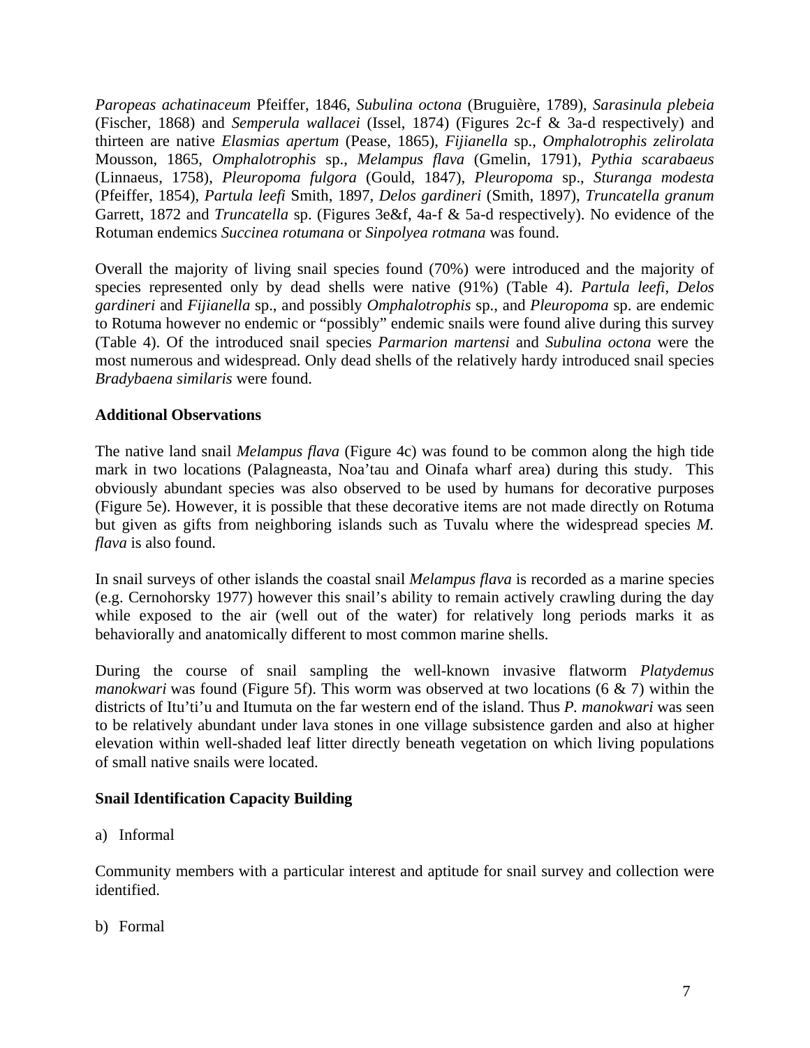*Paropeas achatinaceum* Pfeiffer, 1846, *Subulina octona* (Bruguière, 1789), *Sarasinula plebeia* (Fischer, 1868) and *Semperula wallacei* (Issel, 1874) (Figures 2c-f & 3a-d respectively) and thirteen are native *Elasmias apertum* (Pease, 1865), *Fijianella* sp., *Omphalotrophis zelirolata* Mousson, 1865, *Omphalotrophis* sp., *Melampus flava* (Gmelin, 1791), *Pythia scarabaeus* (Linnaeus, 1758), *Pleuropoma fulgora* (Gould, 1847), *Pleuropoma* sp., *Sturanga modesta* (Pfeiffer, 1854), *Partula leefi* Smith, 1897, *Delos gardineri* (Smith, 1897), *Truncatella granum* Garrett, 1872 and *Truncatella* sp. (Figures 3e&f, 4a-f & 5a-d respectively). No evidence of the Rotuman endemics *Succinea rotumana* or *Sinpolyea rotmana* was found.

Overall the majority of living snail species found (70%) were introduced and the majority of species represented only by dead shells were native (91%) (Table 4). *Partula leefi*, *Delos gardineri* and *Fijianella* sp., and possibly *Omphalotrophis* sp., and *Pleuropoma* sp. are endemic to Rotuma however no endemic or "possibly" endemic snails were found alive during this survey (Table 4). Of the introduced snail species *Parmarion martensi* and *Subulina octona* were the most numerous and widespread. Only dead shells of the relatively hardy introduced snail species *Bradybaena similaris* were found.

**Additional Observations**

The native land snail *Melampus flava* (Figure 4c) was found to be common along the high tide mark in two locations (Palagneasta, Noa'tau and Oinafa wharf area) during this study. This obviously abundant species was also observed to be used by humans for decorative purposes (Figure 5e). However, it is possible that these decorative items are not made directly on Rotuma but given as gifts from neighboring islands such as Tuvalu where the widespread species *M. flava* is also found.

In snail surveys of other islands the coastal snail *Melampus flava* is recorded as a marine species (e.g. Cernohorsky 1977) however this snail's ability to remain actively crawling during the day while exposed to the air (well out of the water) for relatively long periods marks it as behaviorally and anatomically different to most common marine shells.

During the course of snail sampling the well-known invasive flatworm *Platydemus manokwari* was found (Figure 5f). This worm was observed at two locations (6 & 7) within the districts of Itu'ti'u and Itumuta on the far western end of the island. Thus *P. manokwari* was seen to be relatively abundant under lava stones in one village subsistence garden and also at higher elevation within well-shaded leaf litter directly beneath vegetation on which living populations of small native snails were located.

**Snail Identification Capacity Building**

a) Informal

Community members with a particular interest and aptitude for snail survey and collection were identified.

b) Formal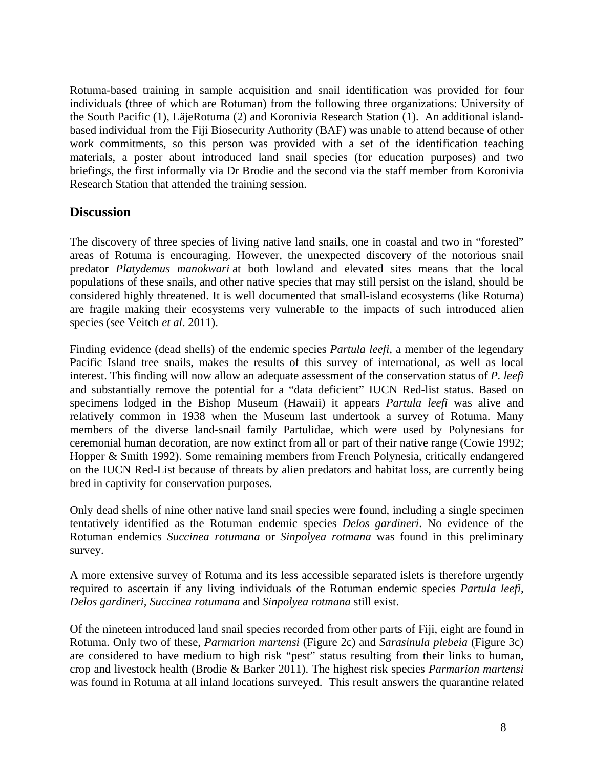Rotuma-based training in sample acquisition and snail identification was provided for four individuals (three of which are Rotuman) from the following three organizations: University of the South Pacific (1), LäjeRotuma (2) and Koronivia Research Station (1). An additional island-based individual from the Fiji Biosecurity Authority (BAF) was unable to attend because of other work commitments, so this person was provided with a set of the identification teaching materials, a poster about introduced land snail species (for education purposes) and two briefings, the first informally via Dr Brodie and the second via the staff member from Koronivia Research Station that attended the training session.

## Discussion

The discovery of three species of living native land snails, one in coastal and two in "forested" areas of Rotuma is encouraging. However, the unexpected discovery of the notorious snail predator *Platydemus manokwari* at both lowland and elevated sites means that the local populations of these snails, and other native species that may still persist on the island, should be considered highly threatened. It is well documented that small-island ecosystems (like Rotuma) are fragile making their ecosystems very vulnerable to the impacts of such introduced alien species (see Veitch *et al*. 2011).

Finding evidence (dead shells) of the endemic species *Partula leefi*, a member of the legendary Pacific Island tree snails, makes the results of this survey of international, as well as local interest. This finding will now allow an adequate assessment of the conservation status of *P. leefi* and substantially remove the potential for a "data deficient" IUCN Red-list status. Based on specimens lodged in the Bishop Museum (Hawaii) it appears *Partula leefi* was alive and relatively common in 1938 when the Museum last undertook a survey of Rotuma. Many members of the diverse land-snail family Partulidae, which were used by Polynesians for ceremonial human decoration, are now extinct from all or part of their native range (Cowie 1992; Hopper & Smith 1992). Some remaining members from French Polynesia, critically endangered on the IUCN Red-List because of threats by alien predators and habitat loss, are currently being bred in captivity for conservation purposes.

Only dead shells of nine other native land snail species were found, including a single specimen tentatively identified as the Rotuman endemic species *Delos gardineri*. No evidence of the Rotuman endemics *Succinea rotumana* or *Sinpolyea rotmana* was found in this preliminary survey.

A more extensive survey of Rotuma and its less accessible separated islets is therefore urgently required to ascertain if any living individuals of the Rotuman endemic species *Partula leefi, Delos gardineri, Succinea rotumana* and *Sinpolyea rotmana* still exist.

Of the nineteen introduced land snail species recorded from other parts of Fiji, eight are found in Rotuma. Only two of these, *Parmarion martensi* (Figure 2c) and *Sarasinula plebeia* (Figure 3c) are considered to have medium to high risk "pest" status resulting from their links to human, crop and livestock health (Brodie & Barker 2011). The highest risk species *Parmarion martensi* was found in Rotuma at all inland locations surveyed. This result answers the quarantine related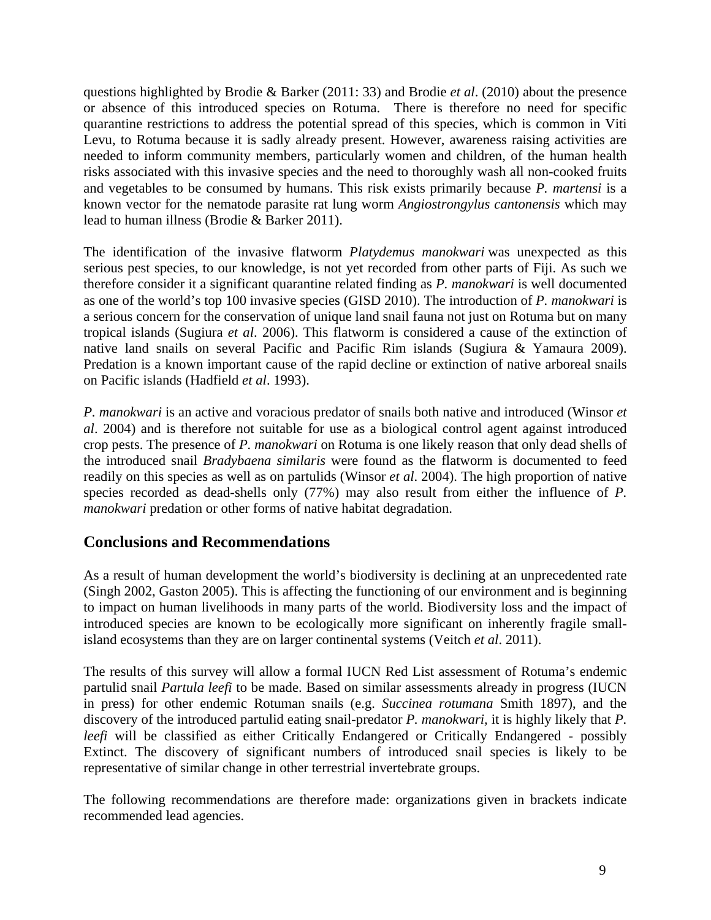questions highlighted by Brodie & Barker (2011: 33) and Brodie *et al*. (2010) about the presence or absence of this introduced species on Rotuma. There is therefore no need for specific quarantine restrictions to address the potential spread of this species, which is common in Viti Levu, to Rotuma because it is sadly already present. However, awareness raising activities are needed to inform community members, particularly women and children, of the human health risks associated with this invasive species and the need to thoroughly wash all non-cooked fruits and vegetables to be consumed by humans. This risk exists primarily because *P. martensi* is a known vector for the nematode parasite rat lung worm *Angiostrongylus cantonensis* which may lead to human illness (Brodie & Barker 2011).

The identification of the invasive flatworm *Platydemus manokwari* was unexpected as this serious pest species, to our knowledge, is not yet recorded from other parts of Fiji. As such we therefore consider it a significant quarantine related finding as *P. manokwari* is well documented as one of the world's top 100 invasive species (GISD 2010). The introduction of *P. manokwari* is a serious concern for the conservation of unique land snail fauna not just on Rotuma but on many tropical islands (Sugiura *et al*. 2006). This flatworm is considered a cause of the extinction of native land snails on several Pacific and Pacific Rim islands (Sugiura & Yamaura 2009). Predation is a known important cause of the rapid decline or extinction of native arboreal snails on Pacific islands (Hadfield *et al*. 1993).

*P. manokwari* is an active and voracious predator of snails both native and introduced (Winsor *et al*. 2004) and is therefore not suitable for use as a biological control agent against introduced crop pests. The presence of *P. manokwari* on Rotuma is one likely reason that only dead shells of the introduced snail *Bradybaena similaris* were found as the flatworm is documented to feed readily on this species as well as on partulids (Winsor *et al*. 2004). The high proportion of native species recorded as dead-shells only (77%) may also result from either the influence of *P. manokwari* predation or other forms of native habitat degradation.

## Conclusions and Recommendations

As a result of human development the world's biodiversity is declining at an unprecedented rate (Singh 2002, Gaston 2005). This is affecting the functioning of our environment and is beginning to impact on human livelihoods in many parts of the world. Biodiversity loss and the impact of introduced species are known to be ecologically more significant on inherently fragile small-island ecosystems than they are on larger continental systems (Veitch *et al*. 2011).

The results of this survey will allow a formal IUCN Red List assessment of Rotuma's endemic partulid snail *Partula leefi* to be made. Based on similar assessments already in progress (IUCN in press) for other endemic Rotuman snails (e.g. *Succinea rotumana* Smith 1897), and the discovery of the introduced partulid eating snail-predator *P. manokwari*, it is highly likely that *P. leefi* will be classified as either Critically Endangered or Critically Endangered - possibly Extinct. The discovery of significant numbers of introduced snail species is likely to be representative of similar change in other terrestrial invertebrate groups.

The following recommendations are therefore made: organizations given in brackets indicate recommended lead agencies.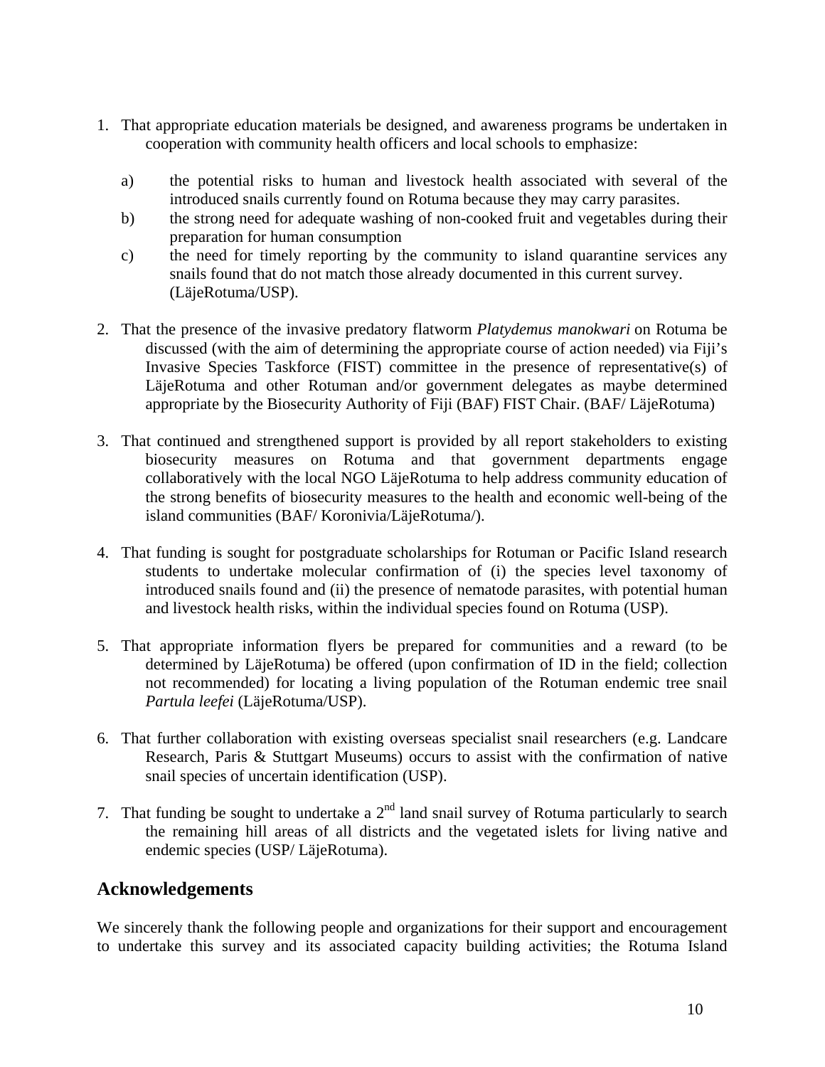1. That appropriate education materials be designed, and awareness programs be undertaken in cooperation with community health officers and local schools to emphasize:

    a) the potential risks to human and livestock health associated with several of the introduced snails currently found on Rotuma because they may carry parasites.
    b) the strong need for adequate washing of non-cooked fruit and vegetables during their preparation for human consumption
    c) the need for timely reporting by the community to island quarantine services any snails found that do not match those already documented in this current survey. (LäjeRotuma/USP).

2. That the presence of the invasive predatory flatworm *Platydemus manokwari* on Rotuma be discussed (with the aim of determining the appropriate course of action needed) via Fiji's Invasive Species Taskforce (FIST) committee in the presence of representative(s) of LäjeRotuma and other Rotuman and/or government delegates as maybe determined appropriate by the Biosecurity Authority of Fiji (BAF) FIST Chair. (BAF/ LäjeRotuma)

3. That continued and strengthened support is provided by all report stakeholders to existing biosecurity measures on Rotuma and that government departments engage collaboratively with the local NGO LäjeRotuma to help address community education of the strong benefits of biosecurity measures to the health and economic well-being of the island communities (BAF/ Koronivia/LäjeRotuma/).

4. That funding is sought for postgraduate scholarships for Rotuman or Pacific Island research students to undertake molecular confirmation of (i) the species level taxonomy of introduced snails found and (ii) the presence of nematode parasites, with potential human and livestock health risks, within the individual species found on Rotuma (USP).

5. That appropriate information flyers be prepared for communities and a reward (to be determined by LäjeRotuma) be offered (upon confirmation of ID in the field; collection not recommended) for locating a living population of the Rotuman endemic tree snail *Partula leefei* (LäjeRotuma/USP).

6. That further collaboration with existing overseas specialist snail researchers (e.g. Landcare Research, Paris & Stuttgart Museums) occurs to assist with the confirmation of native snail species of uncertain identification (USP).

7. That funding be sought to undertake a 2nd land snail survey of Rotuma particularly to search the remaining hill areas of all districts and the vegetated islets for living native and endemic species (USP/ LäjeRotuma).

## Acknowledgements

We sincerely thank the following people and organizations for their support and encouragement to undertake this survey and its associated capacity building activities; the Rotuma Island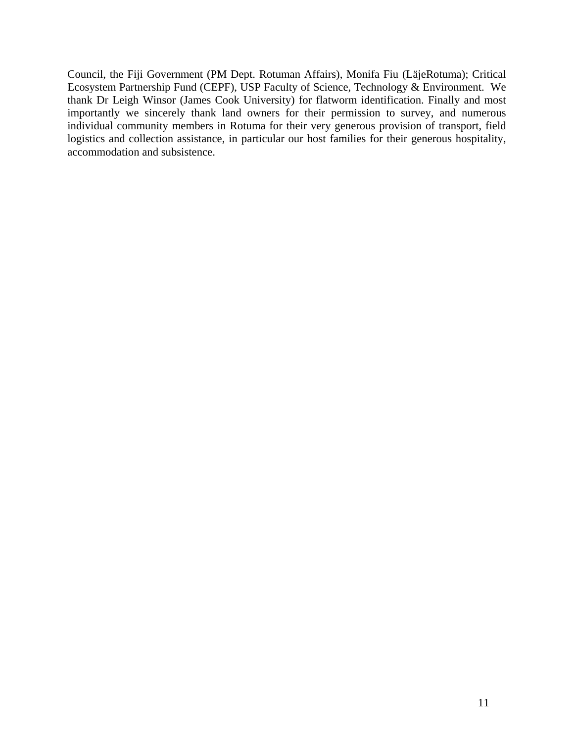Council, the Fiji Government (PM Dept. Rotuman Affairs), Monifa Fiu (LäjeRotuma); Critical Ecosystem Partnership Fund (CEPF), USP Faculty of Science, Technology & Environment. We thank Dr Leigh Winsor (James Cook University) for flatworm identification. Finally and most importantly we sincerely thank land owners for their permission to survey, and numerous individual community members in Rotuma for their very generous provision of transport, field logistics and collection assistance, in particular our host families for their generous hospitality, accommodation and subsistence.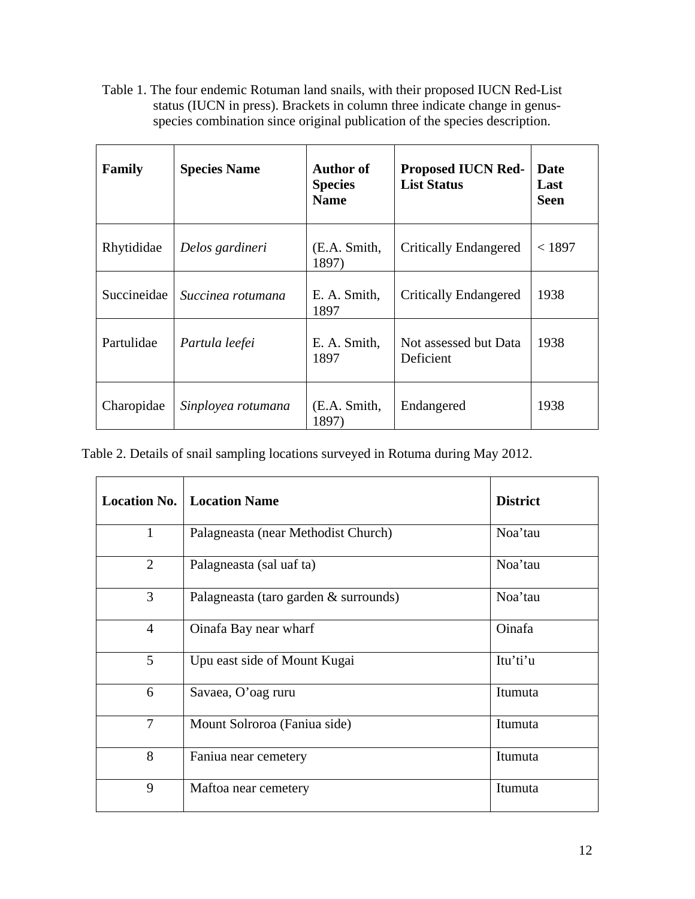Table 1. The four endemic Rotuman land snails, with their proposed IUCN Red-List status (IUCN in press). Brackets in column three indicate change in genus-species combination since original publication of the species description.

| Family | Species Name | Author of Species Name | Proposed IUCN Red-List Status | Date Last Seen |
|---|---|---|---|---|
| Rhytididae | *Delos gardineri* | (E.A. Smith, 1897) | Critically Endangered | < 1897 |
| Succineidae | *Succinea rotumana* | E. A. Smith, 1897 | Critically Endangered | 1938 |
| Partulidae | *Partula leefei* | E. A. Smith, 1897 | Not assessed but Data Deficient | 1938 |
| Charopidae | *Sinployea rotumana* | (E.A. Smith, 1897) | Endangered | 1938 |

Table 2. Details of snail sampling locations surveyed in Rotuma during May 2012.

| Location No. | Location Name | District |
|---|---|---|
| 1 | Palagneasta (near Methodist Church) | Noa'tau |
| 2 | Palagneasta (sal uaf ta) | Noa'tau |
| 3 | Palagneasta (taro garden & surrounds) | Noa'tau |
| 4 | Oinafa Bay near wharf | Oinafa |
| 5 | Upu east side of Mount Kugai | Itu'ti'u |
| 6 | Savaea, O'oag ruru | Itumuta |
| 7 | Mount Solroroa (Faniua side) | Itumuta |
| 8 | Faniua near cemetery | Itumuta |
| 9 | Maftoa near cemetery | Itumuta |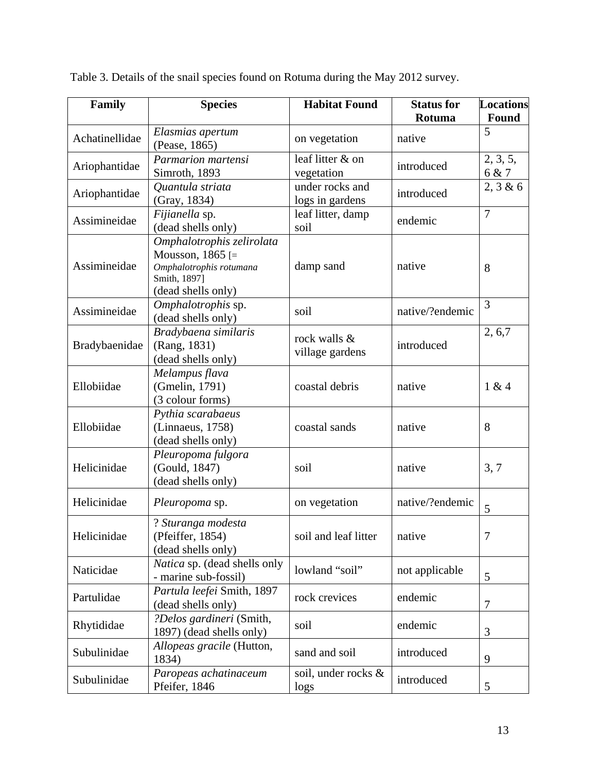Table 3. Details of the snail species found on Rotuma during the May 2012 survey.

| Family | Species | Habitat Found | Status for Rotuma | Locations Found |
| --- | --- | --- | --- | --- |
| Achatinellidae | *Elasmias apertum* (Pease, 1865) | on vegetation | native | 5 |
| Ariophantidae | *Parmarion martensi* Simroth, 1893 | leaf litter & on vegetation | introduced | 2, 3, 5, 6 & 7 |
| Ariophantidae | *Quantula striata* (Gray, 1834) | under rocks and logs in gardens | introduced | 2, 3 & 6 |
| Assimineidae | *Fijianella* sp. (dead shells only) | leaf litter, damp soil | endemic | 7 |
| Assimineidae | *Omphalotrophis zelirolata* Mousson, 1865 [= *Omphalotrophis rotumana* Smith, 1897] (dead shells only) | damp sand | native | 8 |
| Assimineidae | *Omphalotrophis* sp. (dead shells only) | soil | native/?endemic | 3 |
| Bradybaenidae | *Bradybaena similaris* (Rang, 1831) (dead shells only) | rock walls & village gardens | introduced | 2, 6,7 |
| Ellobiidae | *Melampus flava* (Gmelin, 1791) (3 colour forms) | coastal debris | native | 1 & 4 |
| Ellobiidae | *Pythia scarabaeus* (Linnaeus, 1758) (dead shells only) | coastal sands | native | 8 |
| Helicinidae | *Pleuropoma fulgora* (Gould, 1847) (dead shells only) | soil | native | 3, 7 |
| Helicinidae | *Pleuropoma* sp. | on vegetation | native/?endemic | 5 |
| Helicinidae | ? *Sturanga modesta* (Pfeiffer, 1854) (dead shells only) | soil and leaf litter | native | 7 |
| Naticidae | *Natica* sp. (dead shells only - marine sub-fossil) | lowland "soil" | not applicable | 5 |
| Partulidae | *Partula leefei* Smith, 1897 (dead shells only) | rock crevices | endemic | 7 |
| Rhytididae | *?Delos gardineri* (Smith, 1897) (dead shells only) | soil | endemic | 3 |
| Subulinidae | *Allopeas gracile* (Hutton, 1834) | sand and soil | introduced | 9 |
| Subulinidae | *Paropeas achatinaceum* Pfeifer, 1846 | soil, under rocks & logs | introduced | 5 |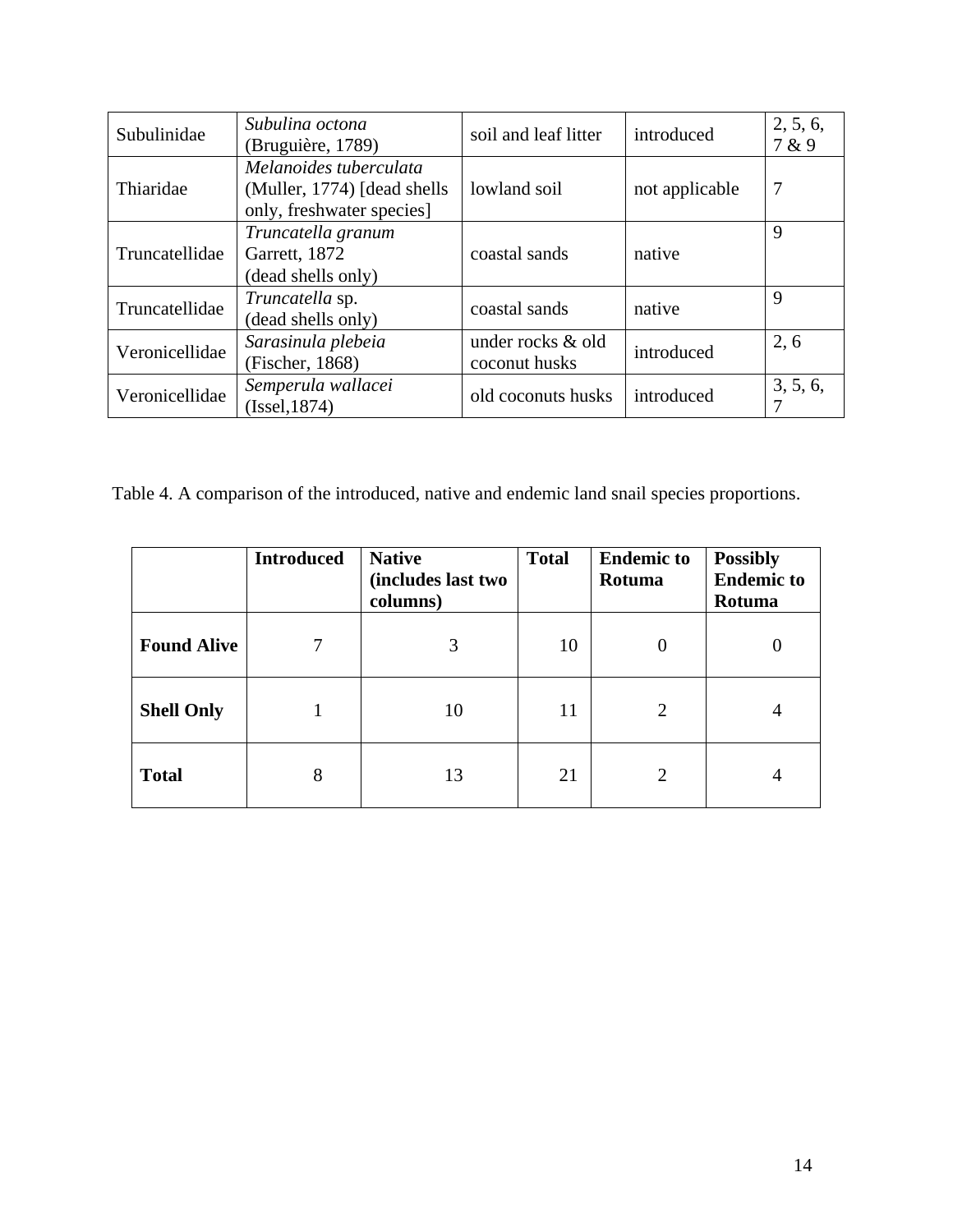| Subulinidae | *Subulina octona* (Bruguière, 1789) | soil and leaf litter | introduced | 2, 5, 6, 7 & 9 |
|---|---|---|---|---|
| Thiaridae | *Melanoides tuberculata* (Muller, 1774) [dead shells only, freshwater species] | lowland soil | not applicable | 7 |
| Truncatellidae | *Truncatella granum* Garrett, 1872 (dead shells only) | coastal sands | native | 9 |
| Truncatellidae | *Truncatella* sp. (dead shells only) | coastal sands | native | 9 |
| Veronicellidae | *Sarasinula plebeia* (Fischer, 1868) | under rocks & old coconut husks | introduced | 2, 6 |
| Veronicellidae | *Semperula wallacei* (Issel,1874) | old coconuts husks | introduced | 3, 5, 6, 7 |

Table 4. A comparison of the introduced, native and endemic land snail species proportions.

| | **Introduced** | **Native (includes last two columns)** | **Total** | **Endemic to Rotuma** | **Possibly Endemic to Rotuma** |
|---|---|---|---|---|---|
| **Found Alive** | 7 | 3 | 10 | 0 | 0 |
| **Shell Only** | 1 | 10 | 11 | 2 | 4 |
| **Total** | 8 | 13 | 21 | 2 | 4 |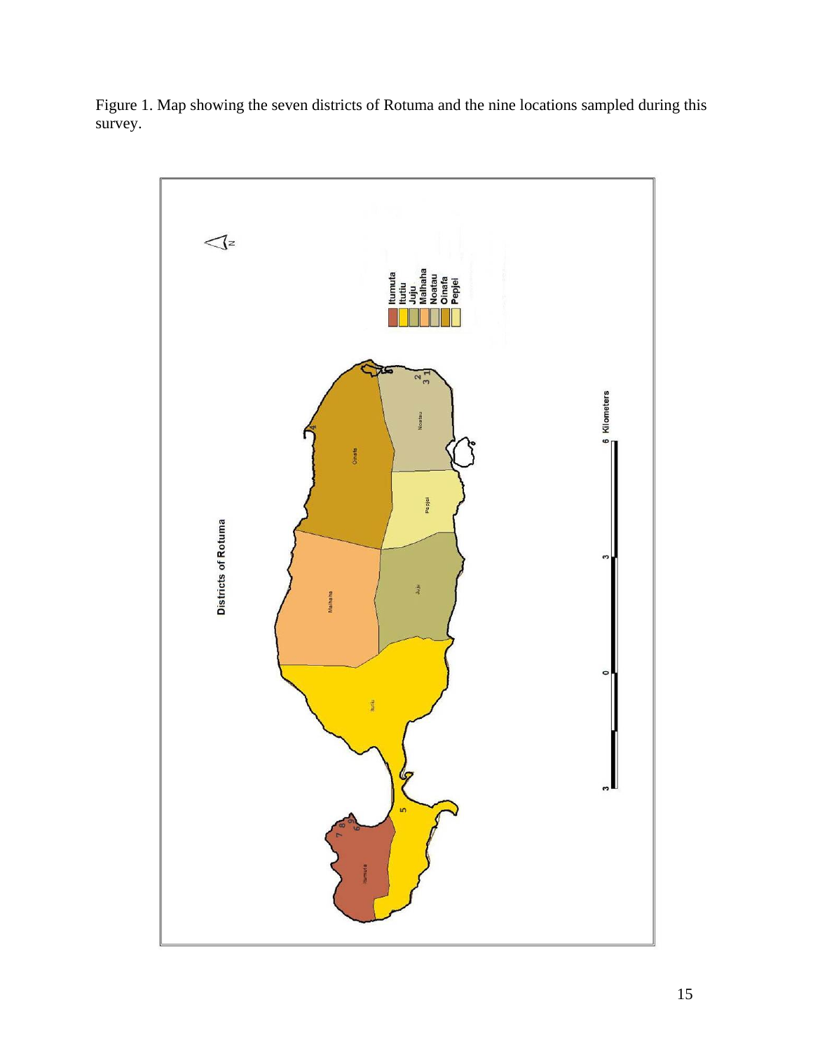Figure 1. Map showing the seven districts of Rotuma and the nine locations sampled during this survey.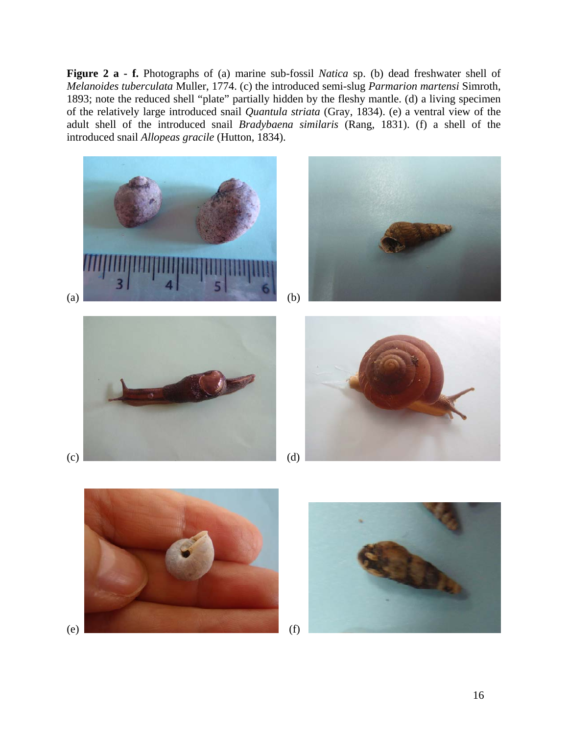**Figure 2 a - f.** Photographs of (a) marine sub-fossil *Natica* sp. (b) dead freshwater shell of *Melanoides tuberculata* Muller, 1774. (c) the introduced semi-slug *Parmarion martensi* Simroth, 1893; note the reduced shell "plate" partially hidden by the fleshy mantle. (d) a living specimen of the relatively large introduced snail *Quantula striata* (Gray, 1834). (e) a ventral view of the adult shell of the introduced snail *Bradybaena similaris* (Rang, 1831). (f) a shell of the introduced snail *Allopeas gracile* (Hutton, 1834).

(a)

(b)

(c)

(d)

(e)

(f)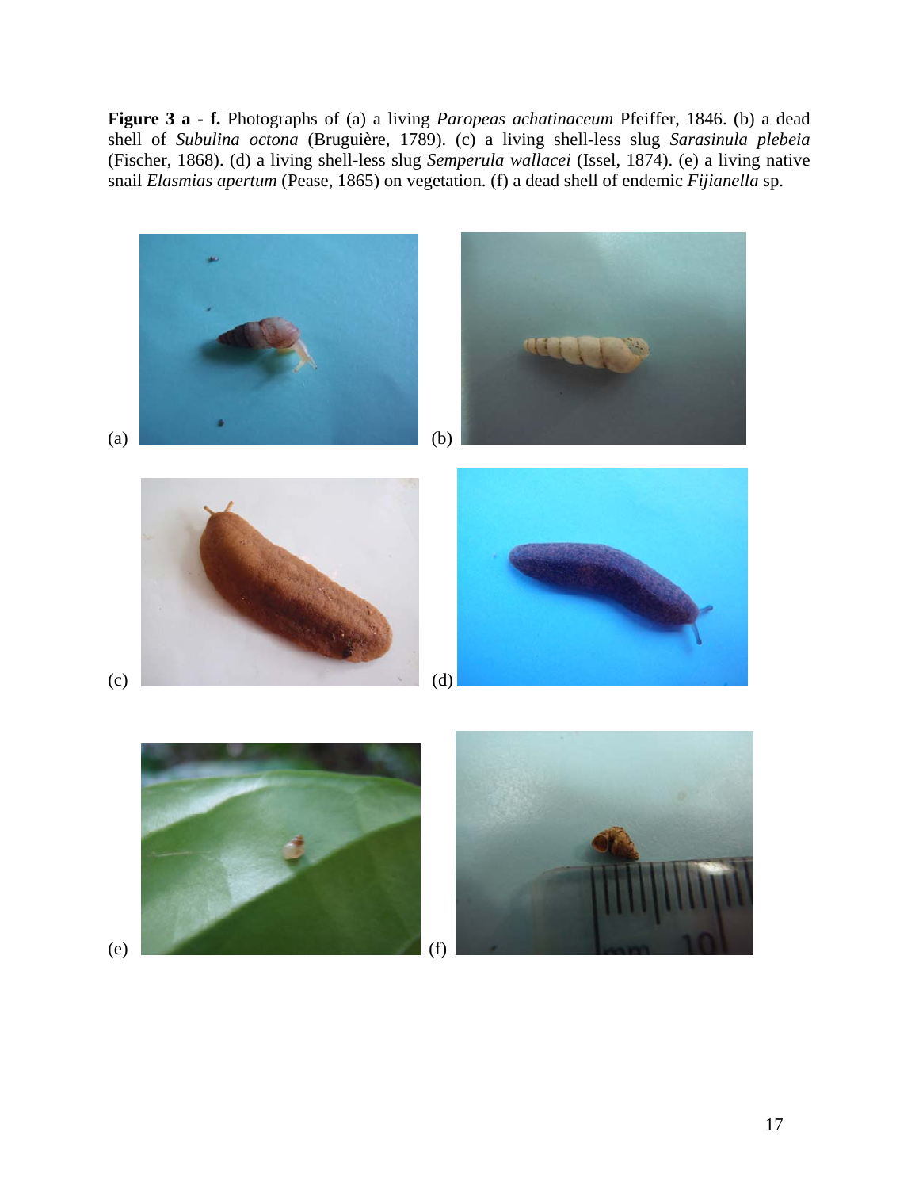**Figure 3 a - f.** Photographs of (a) a living *Paropeas achatinaceum* Pfeiffer, 1846. (b) a dead shell of *Subulina octona* (Bruguière, 1789). (c) a living shell-less slug *Sarasinula plebeia* (Fischer, 1868). (d) a living shell-less slug *Semperula wallacei* (Issel, 1874). (e) a living native snail *Elasmias apertum* (Pease, 1865) on vegetation. (f) a dead shell of endemic *Fijianella* sp.

(a)

(b)

(c)

(d)

(e)

(f)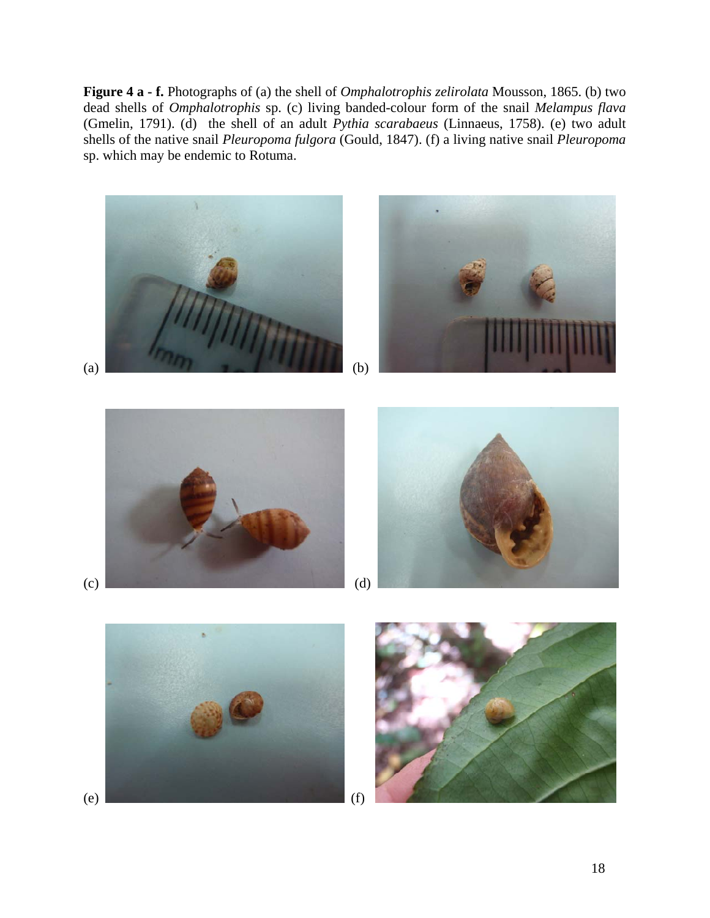**Figure 4 a - f.** Photographs of (a) the shell of *Omphalotrophis zelirolata* Mousson, 1865. (b) two dead shells of *Omphalotrophis* sp. (c) living banded-colour form of the snail *Melampus flava* (Gmelin, 1791). (d) the shell of an adult *Pythia scarabaeus* (Linnaeus, 1758). (e) two adult shells of the native snail *Pleuropoma fulgora* (Gould, 1847). (f) a living native snail *Pleuropoma* sp. which may be endemic to Rotuma.

(a)

(b)

(c)

(d)

(e)

(f)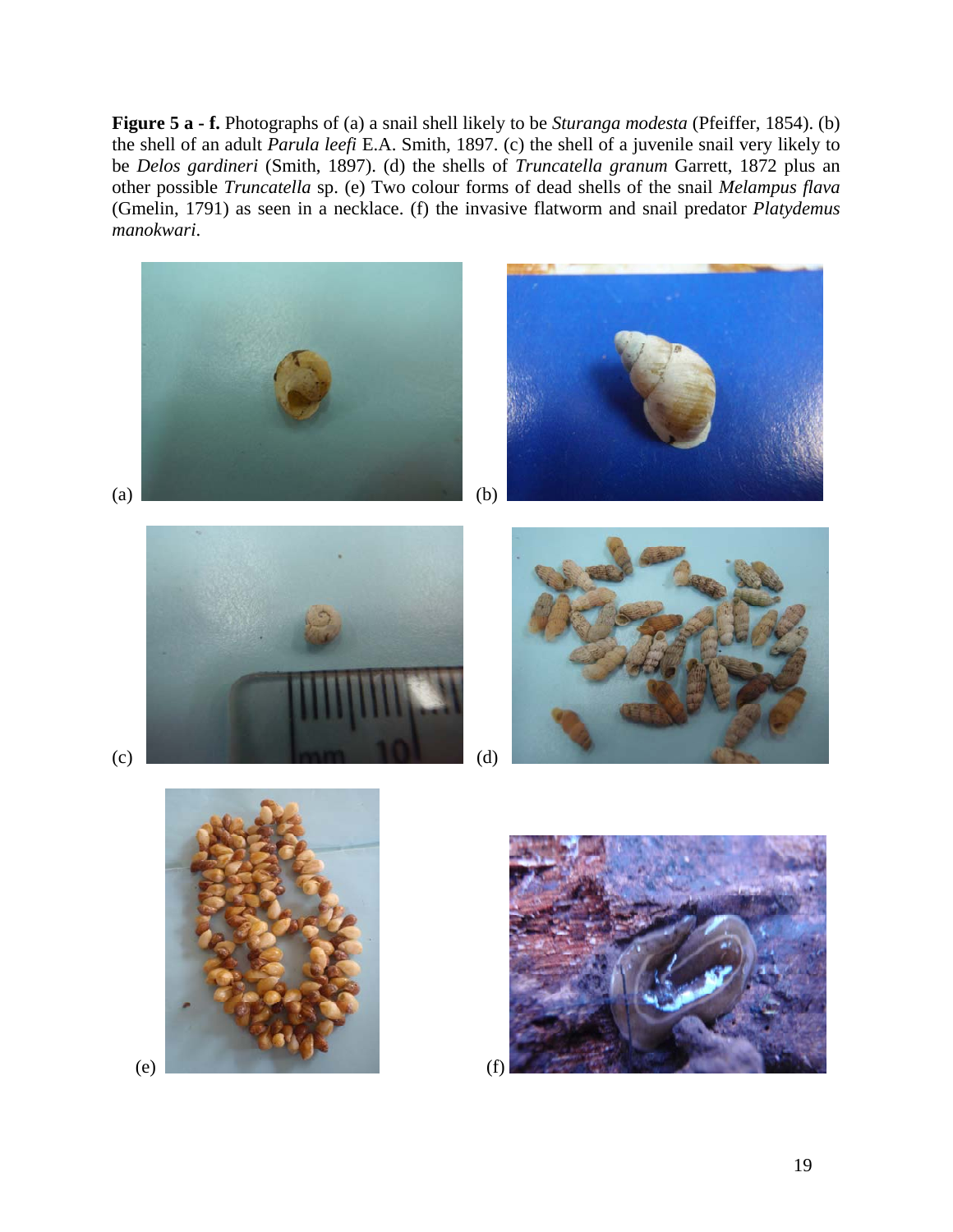**Figure 5 a - f.** Photographs of (a) a snail shell likely to be *Sturanga modesta* (Pfeiffer, 1854). (b) the shell of an adult *Parula leefi* E.A. Smith, 1897. (c) the shell of a juvenile snail very likely to be *Delos gardineri* (Smith, 1897). (d) the shells of *Truncatella granum* Garrett, 1872 plus an other possible *Truncatella* sp. (e) Two colour forms of dead shells of the snail *Melampus flava* (Gmelin, 1791) as seen in a necklace. (f) the invasive flatworm and snail predator *Platydemus manokwari*.

(a)

(b)

(c)

(d)

(e)

(f)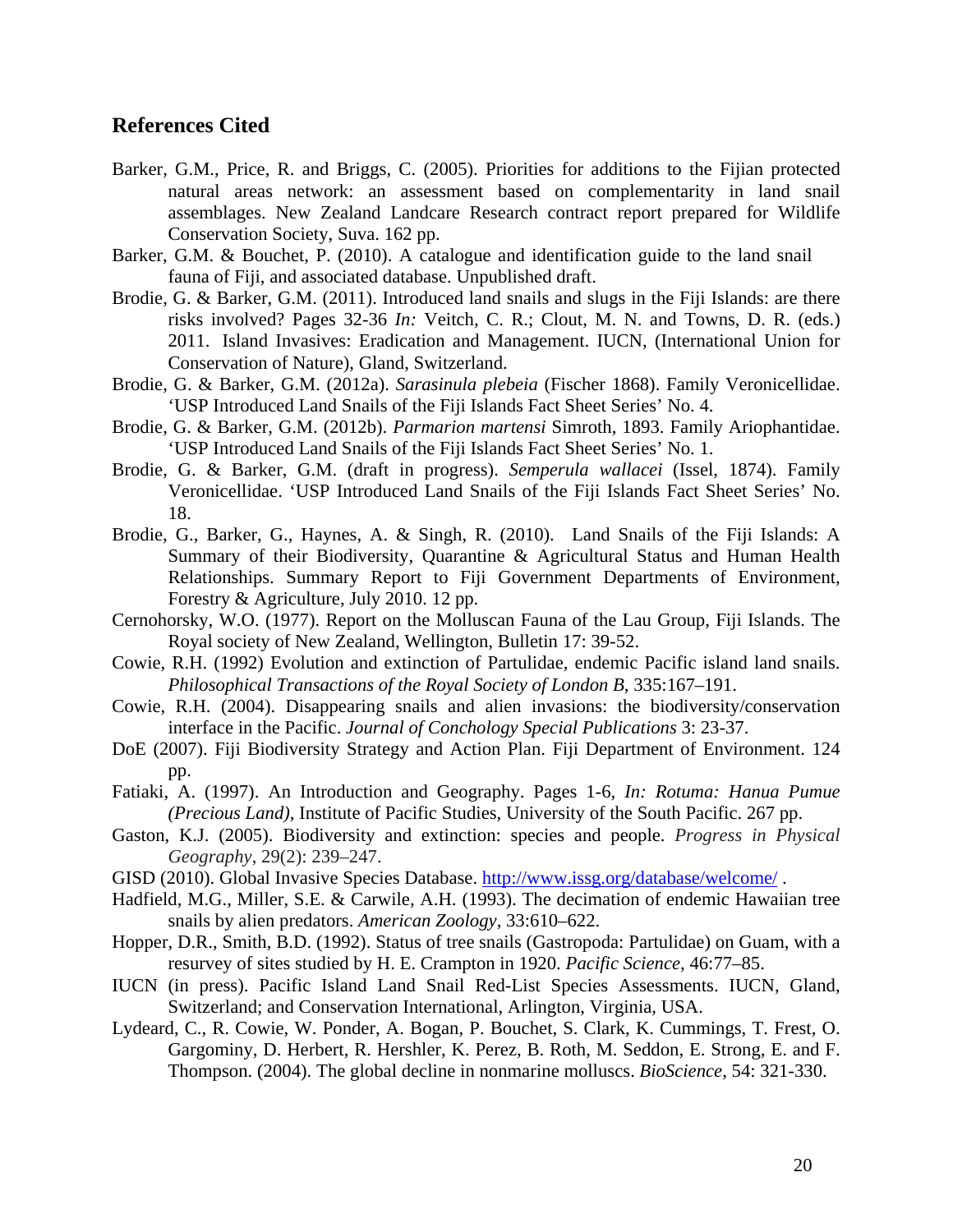## References Cited

Barker, G.M., Price, R. and Briggs, C. (2005). Priorities for additions to the Fijian protected natural areas network: an assessment based on complementarity in land snail assemblages. New Zealand Landcare Research contract report prepared for Wildlife Conservation Society, Suva. 162 pp.

Barker, G.M. & Bouchet, P. (2010). A catalogue and identification guide to the land snail fauna of Fiji, and associated database. Unpublished draft.

Brodie, G. & Barker, G.M. (2011). Introduced land snails and slugs in the Fiji Islands: are there risks involved? Pages 32-36 *In:* Veitch, C. R.; Clout, M. N. and Towns, D. R. (eds.) 2011. Island Invasives: Eradication and Management. IUCN, (International Union for Conservation of Nature), Gland, Switzerland.

Brodie, G. & Barker, G.M. (2012a). *Sarasinula plebeia* (Fischer 1868). Family Veronicellidae. 'USP Introduced Land Snails of the Fiji Islands Fact Sheet Series' No. 4.

Brodie, G. & Barker, G.M. (2012b). *Parmarion martensi* Simroth, 1893. Family Ariophantidae. 'USP Introduced Land Snails of the Fiji Islands Fact Sheet Series' No. 1.

Brodie, G. & Barker, G.M. (draft in progress). *Semperula wallacei* (Issel, 1874). Family Veronicellidae. 'USP Introduced Land Snails of the Fiji Islands Fact Sheet Series' No. 18.

Brodie, G., Barker, G., Haynes, A. & Singh, R. (2010). Land Snails of the Fiji Islands: A Summary of their Biodiversity, Quarantine & Agricultural Status and Human Health Relationships. Summary Report to Fiji Government Departments of Environment, Forestry & Agriculture, July 2010. 12 pp.

Cernohorsky, W.O. (1977). Report on the Molluscan Fauna of the Lau Group, Fiji Islands. The Royal society of New Zealand, Wellington, Bulletin 17: 39-52.

Cowie, R.H. (1992) Evolution and extinction of Partulidae, endemic Pacific island land snails. *Philosophical Transactions of the Royal Society of London B*, 335:167–191.

Cowie, R.H. (2004). Disappearing snails and alien invasions: the biodiversity/conservation interface in the Pacific. *Journal of Conchology Special Publications* 3: 23-37.

DoE (2007). Fiji Biodiversity Strategy and Action Plan. Fiji Department of Environment. 124 pp.

Fatiaki, A. (1997). An Introduction and Geography. Pages 1-6, *In: Rotuma: Hanua Pumue (Precious Land)*, Institute of Pacific Studies, University of the South Pacific. 267 pp.

Gaston, K.J. (2005). Biodiversity and extinction: species and people. *Progress in Physical Geography*, 29(2): 239–247.

GISD (2010). Global Invasive Species Database. http://www.issg.org/database/welcome/ .

Hadfield, M.G., Miller, S.E. & Carwile, A.H. (1993). The decimation of endemic Hawaiian tree snails by alien predators. *American Zoology*, 33:610–622.

Hopper, D.R., Smith, B.D. (1992). Status of tree snails (Gastropoda: Partulidae) on Guam, with a resurvey of sites studied by H. E. Crampton in 1920. *Pacific Science*, 46:77–85.

IUCN (in press). Pacific Island Land Snail Red-List Species Assessments. IUCN, Gland, Switzerland; and Conservation International, Arlington, Virginia, USA.

Lydeard, C., R. Cowie, W. Ponder, A. Bogan, P. Bouchet, S. Clark, K. Cummings, T. Frest, O. Gargominy, D. Herbert, R. Hershler, K. Perez, B. Roth, M. Seddon, E. Strong, E. and F. Thompson. (2004). The global decline in nonmarine molluscs. *BioScience*, 54: 321-330.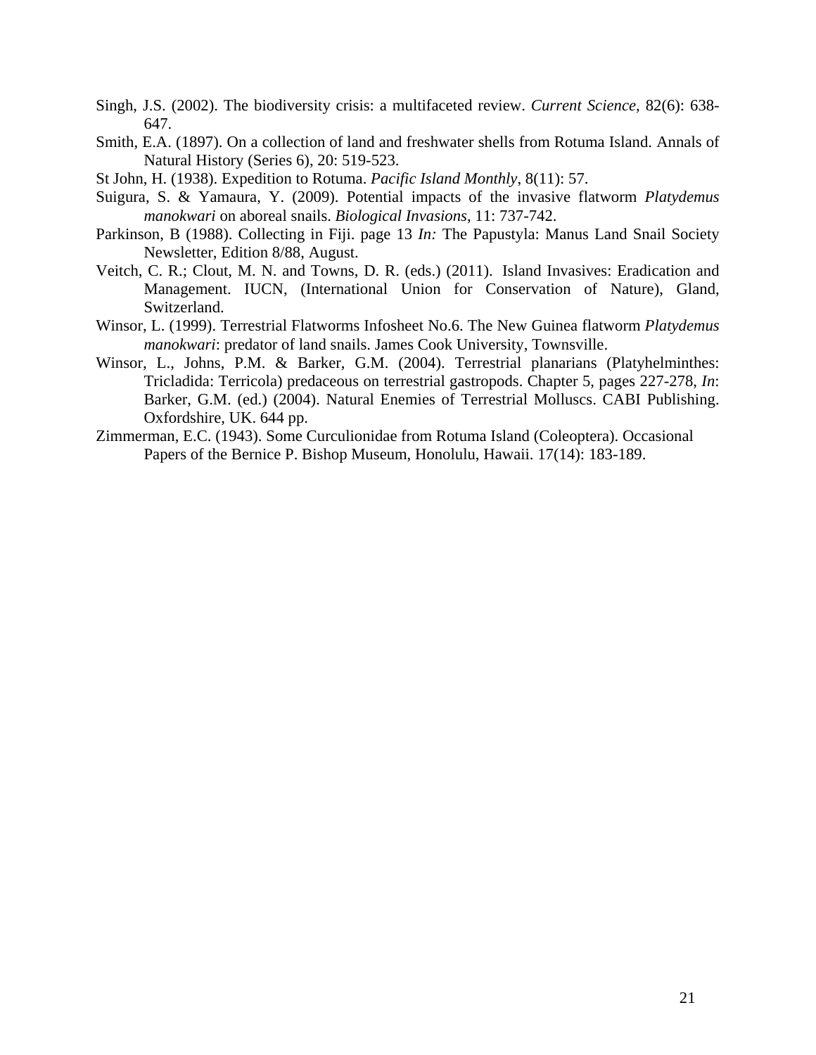Singh, J.S. (2002). The biodiversity crisis: a multifaceted review. *Current Science*, 82(6): 638-647.

Smith, E.A. (1897). On a collection of land and freshwater shells from Rotuma Island. Annals of Natural History (Series 6), 20: 519-523.

St John, H. (1938). Expedition to Rotuma. *Pacific Island Monthly*, 8(11): 57.

Suigura, S. & Yamaura, Y. (2009). Potential impacts of the invasive flatworm *Platydemus manokwari* on aboreal snails. *Biological Invasions*, 11: 737-742.

Parkinson, B (1988). Collecting in Fiji. page 13 *In:* The Papustyla: Manus Land Snail Society Newsletter, Edition 8/88, August.

Veitch, C. R.; Clout, M. N. and Towns, D. R. (eds.) (2011). Island Invasives: Eradication and Management. IUCN, (International Union for Conservation of Nature), Gland, Switzerland.

Winsor, L. (1999). Terrestrial Flatworms Infosheet No.6. The New Guinea flatworm *Platydemus manokwari*: predator of land snails. James Cook University, Townsville.

Winsor, L., Johns, P.M. & Barker, G.M. (2004). Terrestrial planarians (Platyhelminthes: Tricladida: Terricola) predaceous on terrestrial gastropods. Chapter 5, pages 227-278, *In*: Barker, G.M. (ed.) (2004). Natural Enemies of Terrestrial Molluscs. CABI Publishing. Oxfordshire, UK. 644 pp.

Zimmerman, E.C. (1943). Some Curculionidae from Rotuma Island (Coleoptera). Occasional Papers of the Bernice P. Bishop Museum, Honolulu, Hawaii. 17(14): 183-189.